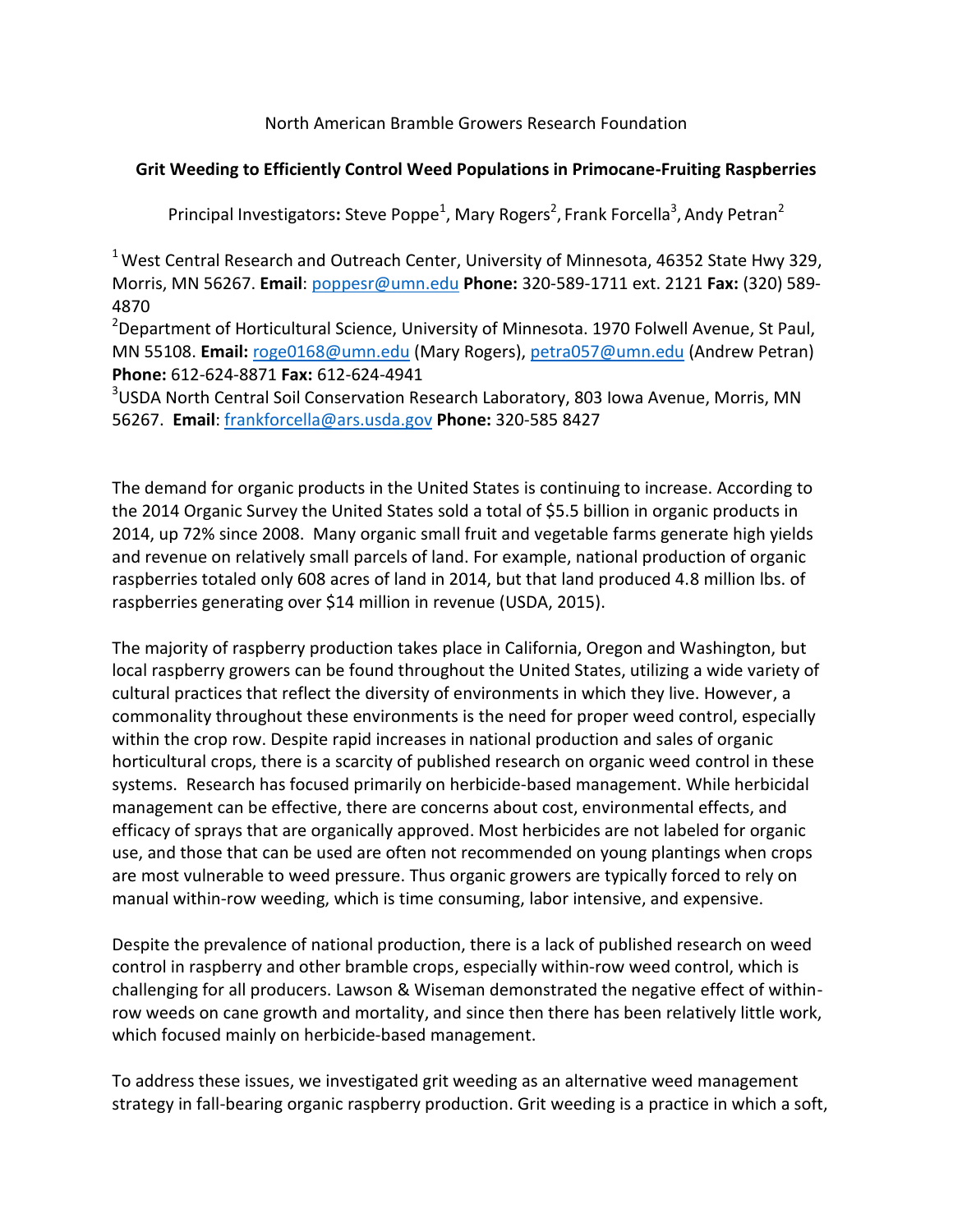North American Bramble Growers Research Foundation

## Grit Weeding to Efficiently Control Weed Populations in Primocane-Fruiting Raspberries

Principal Investigators**:** Steve Poppe[1], Mary Rogers[2], Frank Forcella[3], Andy Petran[2]

[1] West Central Research and Outreach Center, University of Minnesota, 46352 State Hwy 329, Morris, MN 56267. **Email**: poppesr@umn.edu **Phone:** 320-589-1711 ext. 2121 **Fax:** (320) 589-4870

[2]Department of Horticultural Science, University of Minnesota. 1970 Folwell Avenue, St Paul, MN 55108. **Email:** roge0168@umn.edu (Mary Rogers), petra057@umn.edu (Andrew Petran) **Phone:** 612-624-8871 **Fax:** 612-624-4941

[3]USDA North Central Soil Conservation Research Laboratory, 803 Iowa Avenue, Morris, MN 56267. **Email**: frankforcella@ars.usda.gov **Phone:** 320-585 8427

The demand for organic products in the United States is continuing to increase. According to the 2014 Organic Survey the United States sold a total of $5.5 billion in organic products in 2014, up 72% since 2008. Many organic small fruit and vegetable farms generate high yields and revenue on relatively small parcels of land. For example, national production of organic raspberries totaled only 608 acres of land in 2014, but that land produced 4.8 million lbs. of raspberries generating over $14 million in revenue (USDA, 2015).

The majority of raspberry production takes place in California, Oregon and Washington, but local raspberry growers can be found throughout the United States, utilizing a wide variety of cultural practices that reflect the diversity of environments in which they live. However, a commonality throughout these environments is the need for proper weed control, especially within the crop row. Despite rapid increases in national production and sales of organic horticultural crops, there is a scarcity of published research on organic weed control in these systems. Research has focused primarily on herbicide-based management. While herbicidal management can be effective, there are concerns about cost, environmental effects, and efficacy of sprays that are organically approved. Most herbicides are not labeled for organic use, and those that can be used are often not recommended on young plantings when crops are most vulnerable to weed pressure. Thus organic growers are typically forced to rely on manual within-row weeding, which is time consuming, labor intensive, and expensive.

Despite the prevalence of national production, there is a lack of published research on weed control in raspberry and other bramble crops, especially within-row weed control, which is challenging for all producers. Lawson & Wiseman demonstrated the negative effect of within-row weeds on cane growth and mortality, and since then there has been relatively little work, which focused mainly on herbicide-based management.

To address these issues, we investigated grit weeding as an alternative weed management strategy in fall-bearing organic raspberry production. Grit weeding is a practice in which a soft,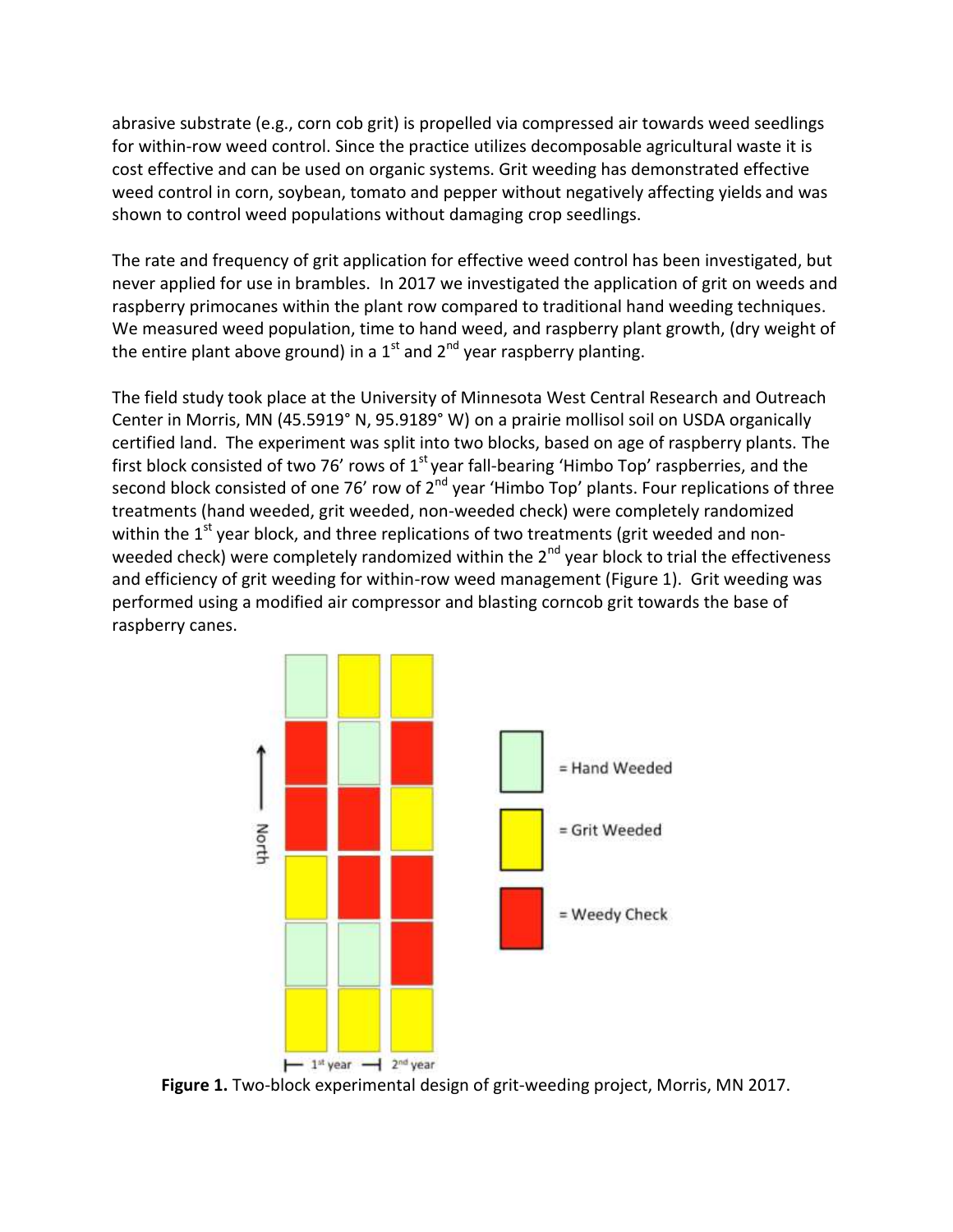abrasive substrate (e.g., corn cob grit) is propelled via compressed air towards weed seedlings for within-row weed control. Since the practice utilizes decomposable agricultural waste it is cost effective and can be used on organic systems. Grit weeding has demonstrated effective weed control in corn, soybean, tomato and pepper without negatively affecting yields and was shown to control weed populations without damaging crop seedlings.

The rate and frequency of grit application for effective weed control has been investigated, but never applied for use in brambles. In 2017 we investigated the application of grit on weeds and raspberry primocanes within the plant row compared to traditional hand weeding techniques. We measured weed population, time to hand weed, and raspberry plant growth, (dry weight of the entire plant above ground) in a 1st and 2nd year raspberry planting.

The field study took place at the University of Minnesota West Central Research and Outreach Center in Morris, MN (45.5919° N, 95.9189° W) on a prairie mollisol soil on USDA organically certified land. The experiment was split into two blocks, based on age of raspberry plants. The first block consisted of two 76' rows of 1st year fall-bearing 'Himbo Top' raspberries, and the second block consisted of one 76' row of 2nd year 'Himbo Top' plants. Four replications of three treatments (hand weeded, grit weeded, non-weeded check) were completely randomized within the 1st year block, and three replications of two treatments (grit weeded and non-weeded check) were completely randomized within the 2nd year block to trial the effectiveness and efficiency of grit weeding for within-row weed management (Figure 1). Grit weeding was performed using a modified air compressor and blasting corncob grit towards the base of raspberry canes.

**Figure 1.** Two-block experimental design of grit-weeding project, Morris, MN 2017.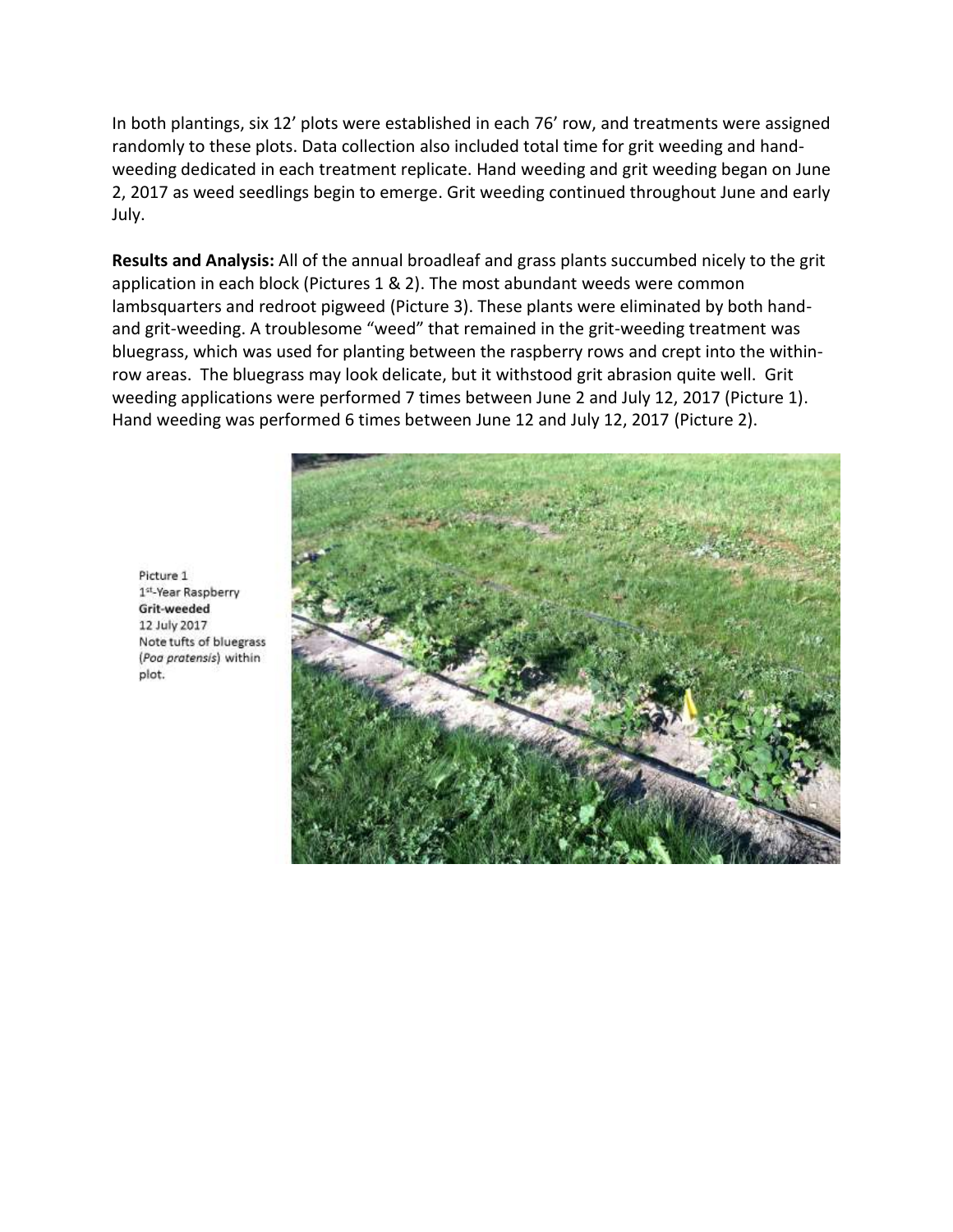In both plantings, six 12' plots were established in each 76' row, and treatments were assigned randomly to these plots. Data collection also included total time for grit weeding and hand-weeding dedicated in each treatment replicate. Hand weeding and grit weeding began on June 2, 2017 as weed seedlings begin to emerge. Grit weeding continued throughout June and early July.

**Results and Analysis:** All of the annual broadleaf and grass plants succumbed nicely to the grit application in each block (Pictures 1 & 2). The most abundant weeds were common lambsquarters and redroot pigweed (Picture 3). These plants were eliminated by both hand- and grit-weeding. A troublesome "weed" that remained in the grit-weeding treatment was bluegrass, which was used for planting between the raspberry rows and crept into the within-row areas. The bluegrass may look delicate, but it withstood grit abrasion quite well. Grit weeding applications were performed 7 times between June 2 and July 12, 2017 (Picture 1). Hand weeding was performed 6 times between June 12 and July 12, 2017 (Picture 2).

Picture 1
1st-Year Raspberry
**Grit-weeded**
12 July 2017
Note tufts of bluegrass (*Poa pratensis*) within plot.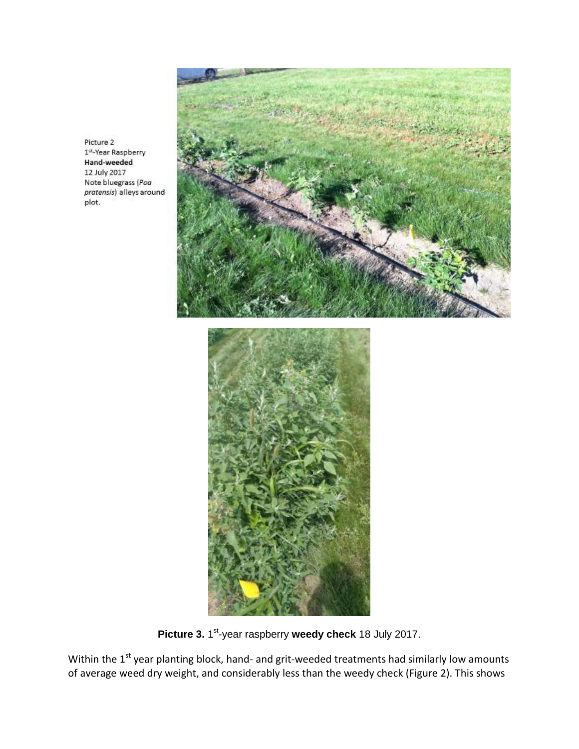Picture 2
1st-Year Raspberry
**Hand-weeded**
12 July 2017
Note bluegrass (*Poa pratensis*) alleys around plot.

**Picture 3.** 1st-year raspberry **weedy check** 18 July 2017.

Within the 1st year planting block, hand- and grit-weeded treatments had similarly low amounts of average weed dry weight, and considerably less than the weedy check (Figure 2). This shows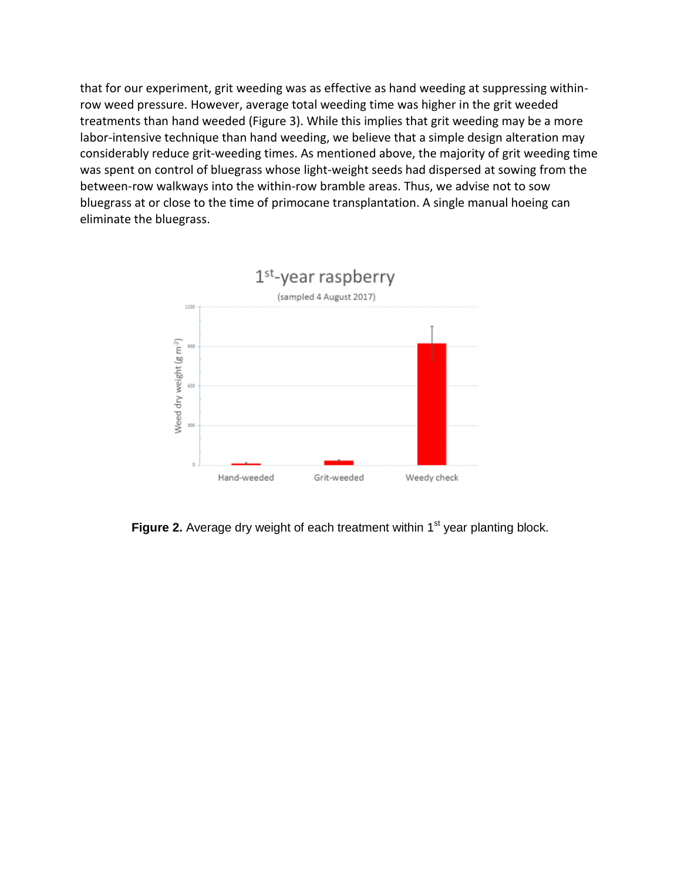that for our experiment, grit weeding was as effective as hand weeding at suppressing within-row weed pressure. However, average total weeding time was higher in the grit weeded treatments than hand weeded (Figure 3). While this implies that grit weeding may be a more labor-intensive technique than hand weeding, we believe that a simple design alteration may considerably reduce grit-weeding times. As mentioned above, the majority of grit weeding time was spent on control of bluegrass whose light-weight seeds had dispersed at sowing from the between-row walkways into the within-row bramble areas. Thus, we advise not to sow bluegrass at or close to the time of primocane transplantation. A single manual hoeing can eliminate the bluegrass.

**Figure 2.** Average dry weight of each treatment within 1st year planting block.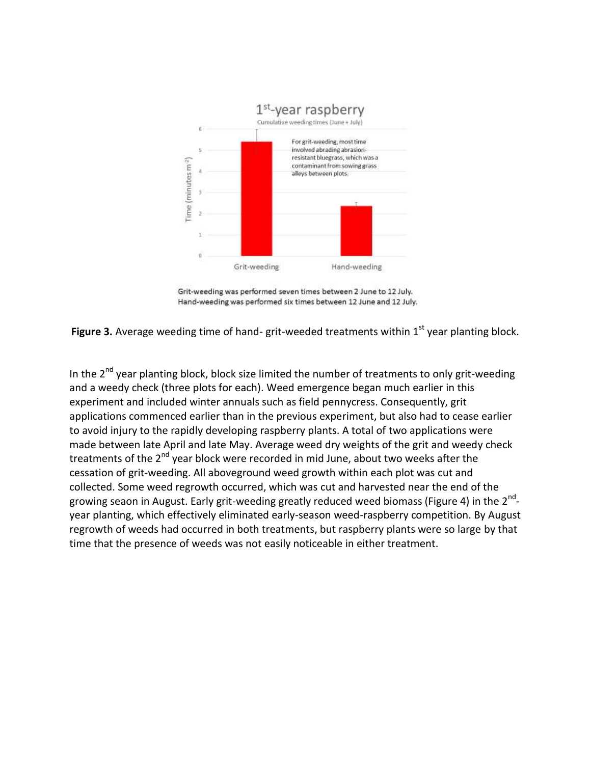1st-year raspberry

Cumulative weeding times (June + July)

For grit-weeding, most time involved abrading abrasion-resistant bluegrass, which was a contaminant from sowing grass alleys between plots.

Grit-weeding was performed seven times between 2 June to 12 July.
Hand-weeding was performed six times between 12 June and 12 July.

**Figure 3.** Average weeding time of hand- grit-weeded treatments within 1st year planting block.

In the 2nd year planting block, block size limited the number of treatments to only grit-weeding and a weedy check (three plots for each). Weed emergence began much earlier in this experiment and included winter annuals such as field pennycress. Consequently, grit applications commenced earlier than in the previous experiment, but also had to cease earlier to avoid injury to the rapidly developing raspberry plants. A total of two applications were made between late April and late May. Average weed dry weights of the grit and weedy check treatments of the 2nd year block were recorded in mid June, about two weeks after the cessation of grit-weeding. All aboveground weed growth within each plot was cut and collected. Some weed regrowth occurred, which was cut and harvested near the end of the growing seaon in August. Early grit-weeding greatly reduced weed biomass (Figure 4) in the 2nd-year planting, which effectively eliminated early-season weed-raspberry competition. By August regrowth of weeds had occurred in both treatments, but raspberry plants were so large by that time that the presence of weeds was not easily noticeable in either treatment.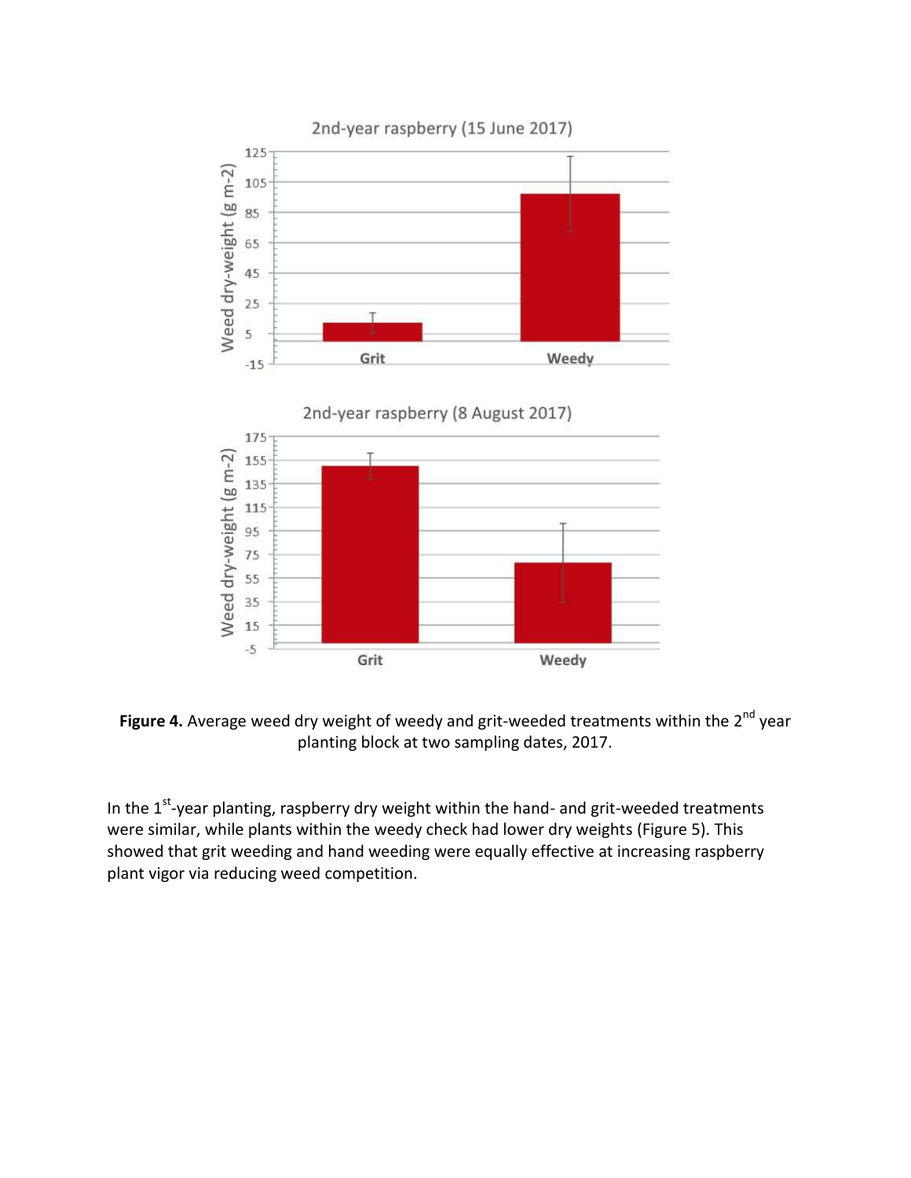**Figure 4.** Average weed dry weight of weedy and grit-weeded treatments within the 2nd year planting block at two sampling dates, 2017.

In the 1st-year planting, raspberry dry weight within the hand- and grit-weeded treatments were similar, while plants within the weedy check had lower dry weights (Figure 5). This showed that grit weeding and hand weeding were equally effective at increasing raspberry plant vigor via reducing weed competition.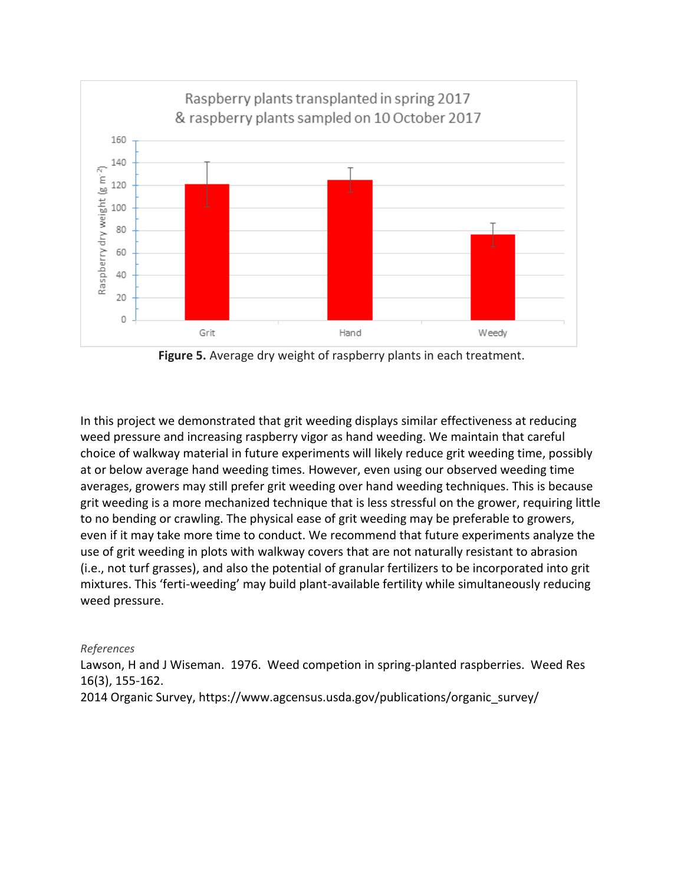**Figure 5.** Average dry weight of raspberry plants in each treatment.

In this project we demonstrated that grit weeding displays similar effectiveness at reducing weed pressure and increasing raspberry vigor as hand weeding. We maintain that careful choice of walkway material in future experiments will likely reduce grit weeding time, possibly at or below average hand weeding times. However, even using our observed weeding time averages, growers may still prefer grit weeding over hand weeding techniques. This is because grit weeding is a more mechanized technique that is less stressful on the grower, requiring little to no bending or crawling. The physical ease of grit weeding may be preferable to growers, even if it may take more time to conduct. We recommend that future experiments analyze the use of grit weeding in plots with walkway covers that are not naturally resistant to abrasion (i.e., not turf grasses), and also the potential of granular fertilizers to be incorporated into grit mixtures. This 'ferti-weeding' may build plant-available fertility while simultaneously reducing weed pressure.

*References*

Lawson, H and J Wiseman. 1976. Weed competion in spring-planted raspberries. Weed Res 16(3), 155-162.

2014 Organic Survey, https://www.agcensus.usda.gov/publications/organic_survey/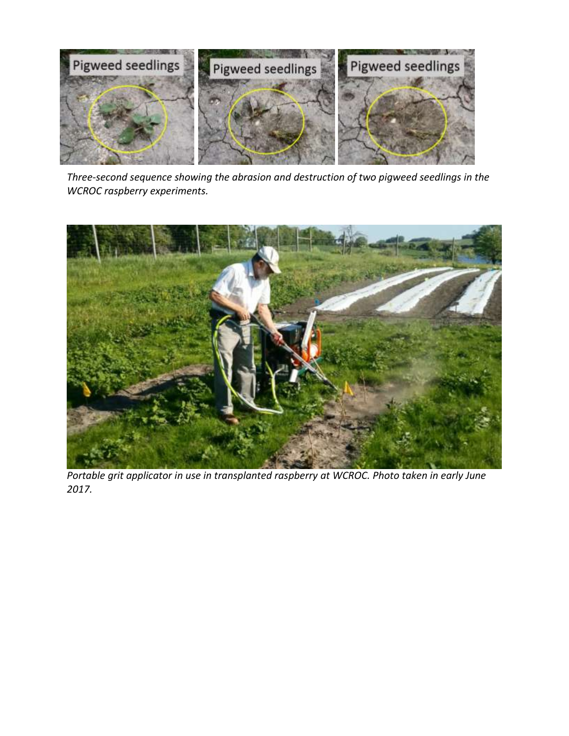*Three-second sequence showing the abrasion and destruction of two pigweed seedlings in the WCROC raspberry experiments.*

*Portable grit applicator in use in transplanted raspberry at WCROC. Photo taken in early June 2017.*